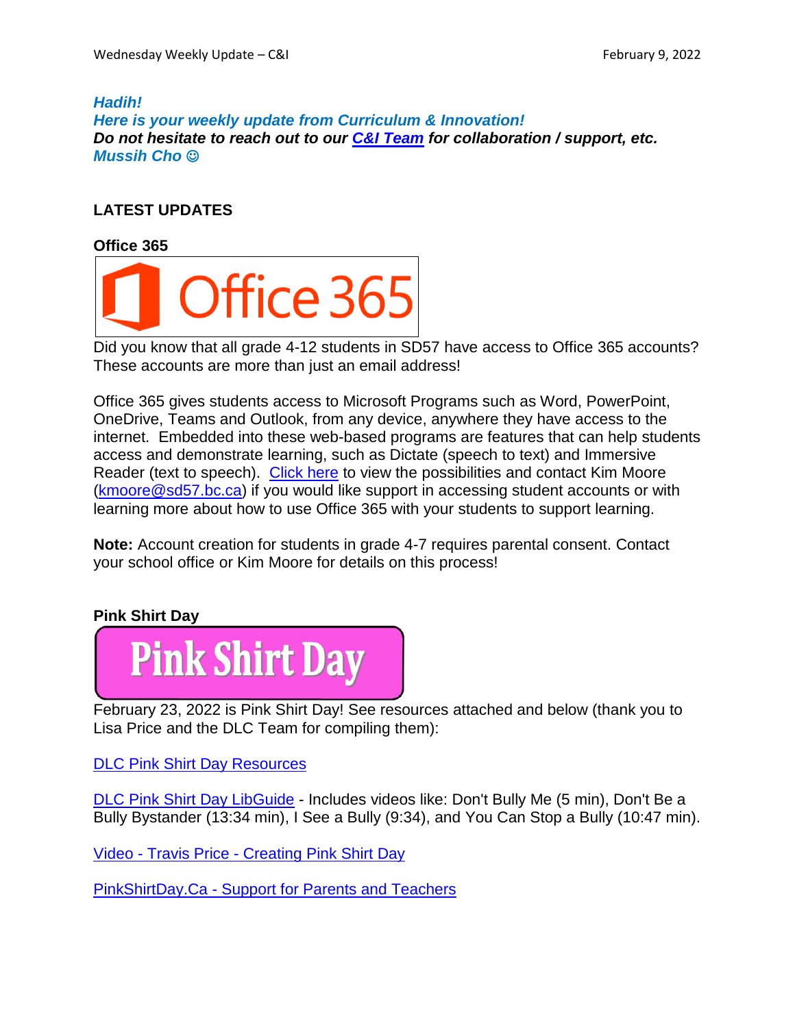***Hadih!***
***Here is your weekly update from Curriculum & Innovation!***
***Do not hesitate to reach out to our [C&I Team] for collaboration / support, etc.***
***Mussih Cho ☺***

## LATEST UPDATES

### Office 365

Office 365

Did you know that all grade 4-12 students in SD57 have access to Office 365 accounts? These accounts are more than just an email address!

Office 365 gives students access to Microsoft Programs such as Word, PowerPoint, OneDrive, Teams and Outlook, from any device, anywhere they have access to the internet. Embedded into these web-based programs are features that can help students access and demonstrate learning, such as Dictate (speech to text) and Immersive Reader (text to speech). Click here to view the possibilities and contact Kim Moore (kmoore@sd57.bc.ca) if you would like support in accessing student accounts or with learning more about how to use Office 365 with your students to support learning.

**Note:** Account creation for students in grade 4-7 requires parental consent. Contact your school office or Kim Moore for details on this process!

### Pink Shirt Day

Pink Shirt Day

February 23, 2022 is Pink Shirt Day! See resources attached and below (thank you to Lisa Price and the DLC Team for compiling them):

DLC Pink Shirt Day Resources

DLC Pink Shirt Day LibGuide - Includes videos like: Don't Bully Me (5 min), Don't Be a Bully Bystander (13:34 min), I See a Bully (9:34), and You Can Stop a Bully (10:47 min).

Video - Travis Price - Creating Pink Shirt Day

PinkShirtDay.Ca - Support for Parents and Teachers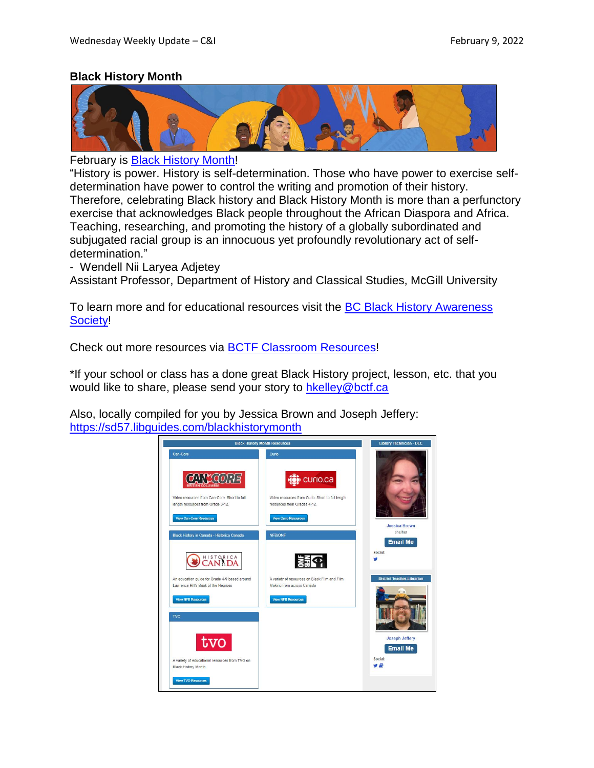## Black History Month

February is Black History Month!

"History is power. History is self-determination. Those who have power to exercise self-determination have power to control the writing and promotion of their history. Therefore, celebrating Black history and Black History Month is more than a perfunctory exercise that acknowledges Black people throughout the African Diaspora and Africa. Teaching, researching, and promoting the history of a globally subordinated and subjugated racial group is an innocuous yet profoundly revolutionary act of self-determination."

- Wendell Nii Laryea Adjetey

Assistant Professor, Department of History and Classical Studies, McGill University

To learn more and for educational resources visit the BC Black History Awareness Society!

Check out more resources via BCTF Classroom Resources!

*If your school or class has a done great Black History project, lesson, etc. that you would like to share, please send your story to hkelley@bctf.ca

Also, locally compiled for you by Jessica Brown and Joseph Jeffery:
https://sd57.libguides.com/blackhistorymonth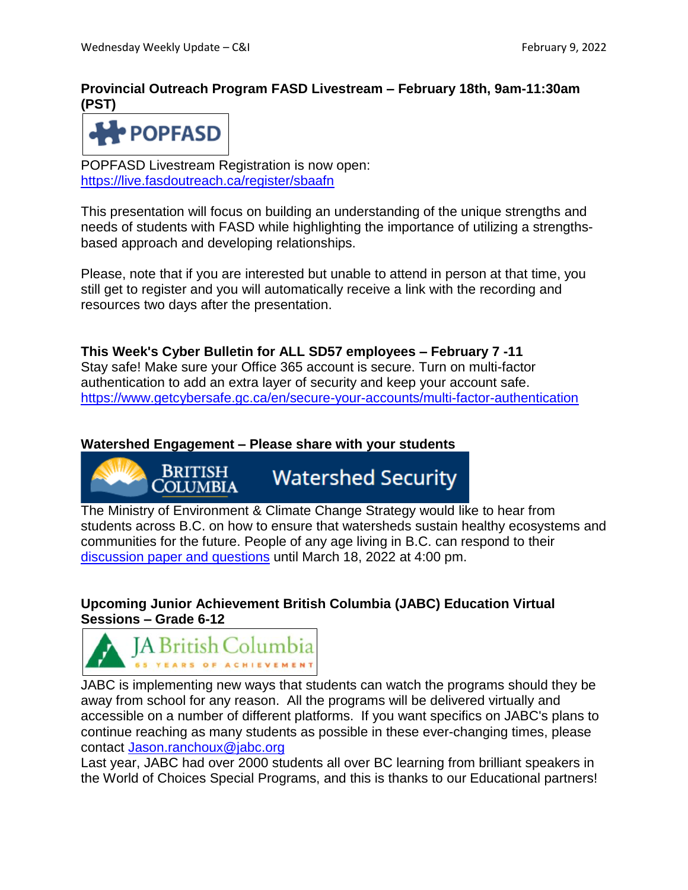### Provincial Outreach Program FASD Livestream – February 18th, 9am-11:30am (PST)

POPFASD Livestream Registration is now open: https://live.fasdoutreach.ca/register/sbaafn

This presentation will focus on building an understanding of the unique strengths and needs of students with FASD while highlighting the importance of utilizing a strengths-based approach and developing relationships.

Please, note that if you are interested but unable to attend in person at that time, you still get to register and you will automatically receive a link with the recording and resources two days after the presentation.

### This Week's Cyber Bulletin for ALL SD57 employees – February 7 -11

Stay safe! Make sure your Office 365 account is secure. Turn on multi-factor authentication to add an extra layer of security and keep your account safe. https://www.getcybersafe.gc.ca/en/secure-your-accounts/multi-factor-authentication

### Watershed Engagement – Please share with your students

The Ministry of Environment & Climate Change Strategy would like to hear from students across B.C. on how to ensure that watersheds sustain healthy ecosystems and communities for the future. People of any age living in B.C. can respond to their discussion paper and questions until March 18, 2022 at 4:00 pm.

### Upcoming Junior Achievement British Columbia (JABC) Education Virtual Sessions – Grade 6-12

JABC is implementing new ways that students can watch the programs should they be away from school for any reason. All the programs will be delivered virtually and accessible on a number of different platforms. If you want specifics on JABC's plans to continue reaching as many students as possible in these ever-changing times, please contact Jason.ranchoux@jabc.org

Last year, JABC had over 2000 students all over BC learning from brilliant speakers in the World of Choices Special Programs, and this is thanks to our Educational partners!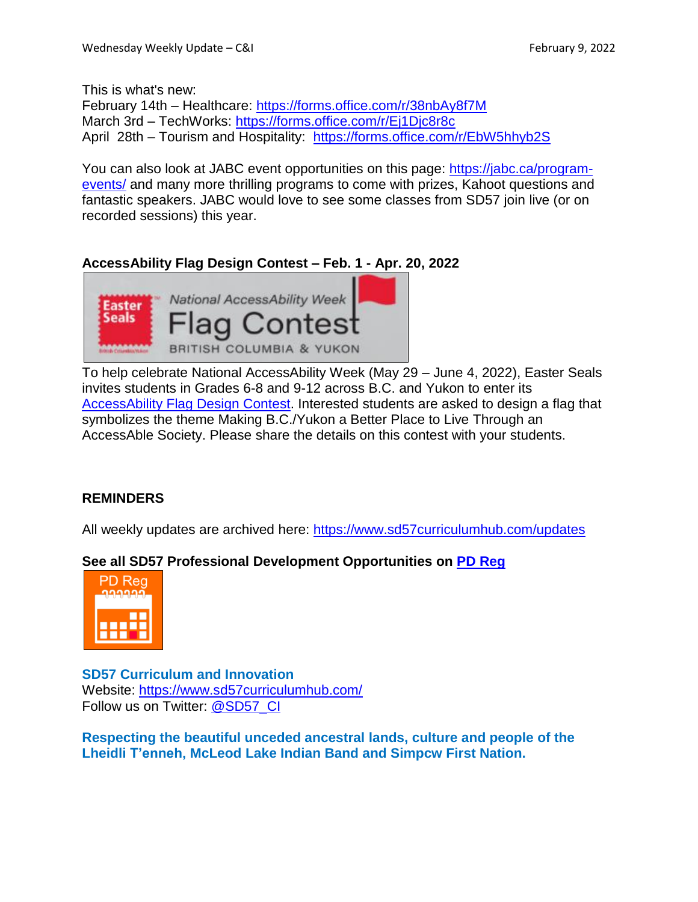This is what's new:
February 14th – Healthcare: https://forms.office.com/r/38nbAy8f7M
March 3rd – TechWorks: https://forms.office.com/r/Ej1Djc8r8c
April 28th – Tourism and Hospitality: https://forms.office.com/r/EbW5hhyb2S

You can also look at JABC event opportunities on this page: https://jabc.ca/program-events/ and many more thrilling programs to come with prizes, Kahoot questions and fantastic speakers. JABC would love to see some classes from SD57 join live (or on recorded sessions) this year.

**AccessAbility Flag Design Contest – Feb. 1 - Apr. 20, 2022**

To help celebrate National AccessAbility Week (May 29 – June 4, 2022), Easter Seals invites students in Grades 6-8 and 9-12 across B.C. and Yukon to enter its AccessAbility Flag Design Contest. Interested students are asked to design a flag that symbolizes the theme Making B.C./Yukon a Better Place to Live Through an AccessAble Society. Please share the details on this contest with your students.

**REMINDERS**

All weekly updates are archived here: https://www.sd57curriculumhub.com/updates

**See all SD57 Professional Development Opportunities on PD Reg**

**SD57 Curriculum and Innovation**
Website: https://www.sd57curriculumhub.com/
Follow us on Twitter: @SD57_CI

**Respecting the beautiful unceded ancestral lands, culture and people of the Lheidli T'enneh, McLeod Lake Indian Band and Simpcw First Nation.**